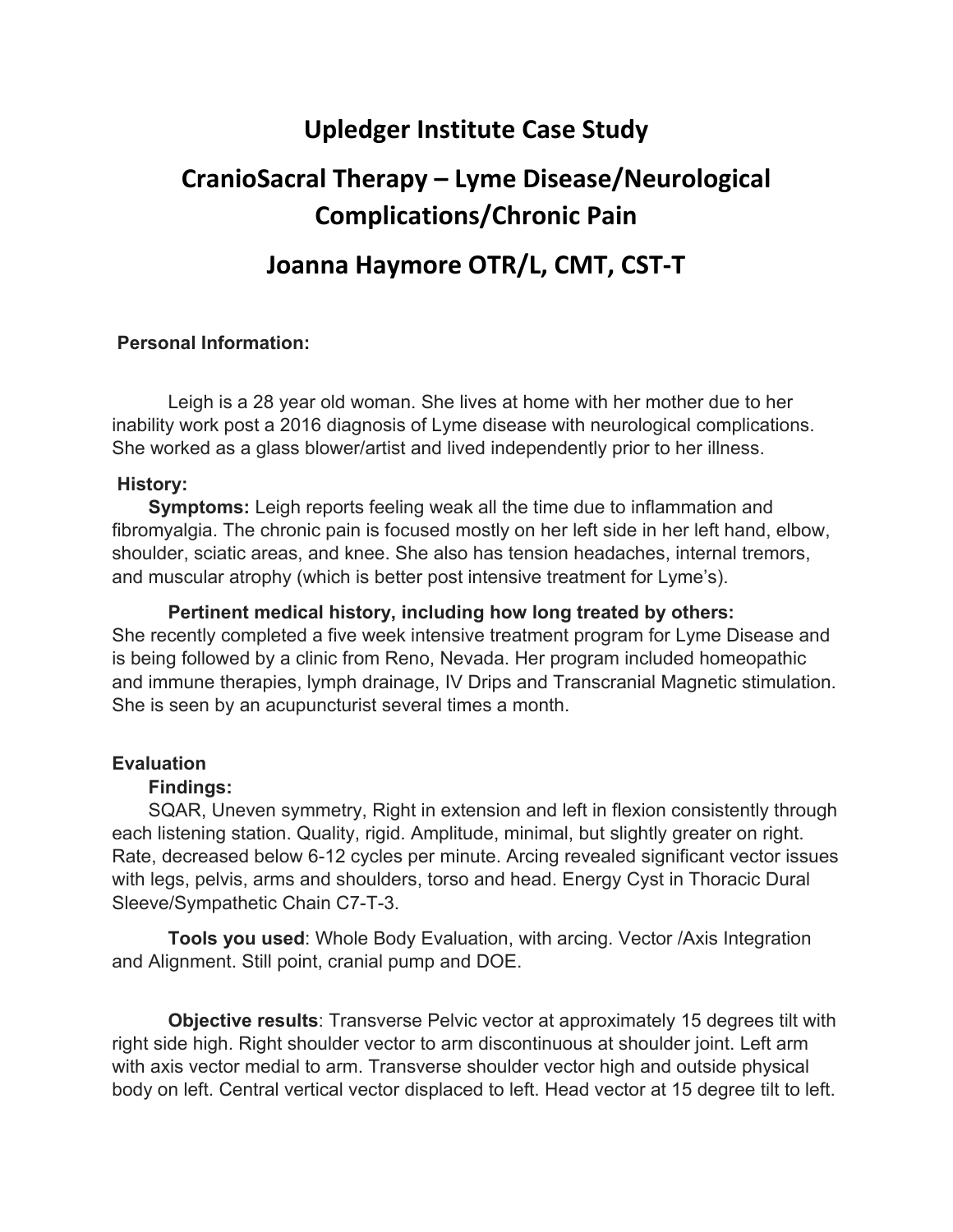# Upledger Institute Case Study

# CranioSacral Therapy – Lyme Disease/Neurological Complications/Chronic Pain

# Joanna Haymore OTR/L, CMT, CST-T

**Personal Information:**

Leigh is a 28 year old woman. She lives at home with her mother due to her inability work post a 2016 diagnosis of Lyme disease with neurological complications. She worked as a glass blower/artist and lived independently prior to her illness.

**History:**

**Symptoms:** Leigh reports feeling weak all the time due to inflammation and fibromyalgia. The chronic pain is focused mostly on her left side in her left hand, elbow, shoulder, sciatic areas, and knee. She also has tension headaches, internal tremors, and muscular atrophy (which is better post intensive treatment for Lyme's).

**Pertinent medical history, including how long treated by others:** She recently completed a five week intensive treatment program for Lyme Disease and is being followed by a clinic from Reno, Nevada. Her program included homeopathic and immune therapies, lymph drainage, IV Drips and Transcranial Magnetic stimulation. She is seen by an acupuncturist several times a month.

**Evaluation**

**Findings:**

SQAR, Uneven symmetry, Right in extension and left in flexion consistently through each listening station. Quality, rigid. Amplitude, minimal, but slightly greater on right. Rate, decreased below 6-12 cycles per minute. Arcing revealed significant vector issues with legs, pelvis, arms and shoulders, torso and head. Energy Cyst in Thoracic Dural Sleeve/Sympathetic Chain C7-T-3.

**Tools you used**: Whole Body Evaluation, with arcing. Vector /Axis Integration and Alignment. Still point, cranial pump and DOE.

**Objective results**: Transverse Pelvic vector at approximately 15 degrees tilt with right side high. Right shoulder vector to arm discontinuous at shoulder joint. Left arm with axis vector medial to arm. Transverse shoulder vector high and outside physical body on left. Central vertical vector displaced to left. Head vector at 15 degree tilt to left.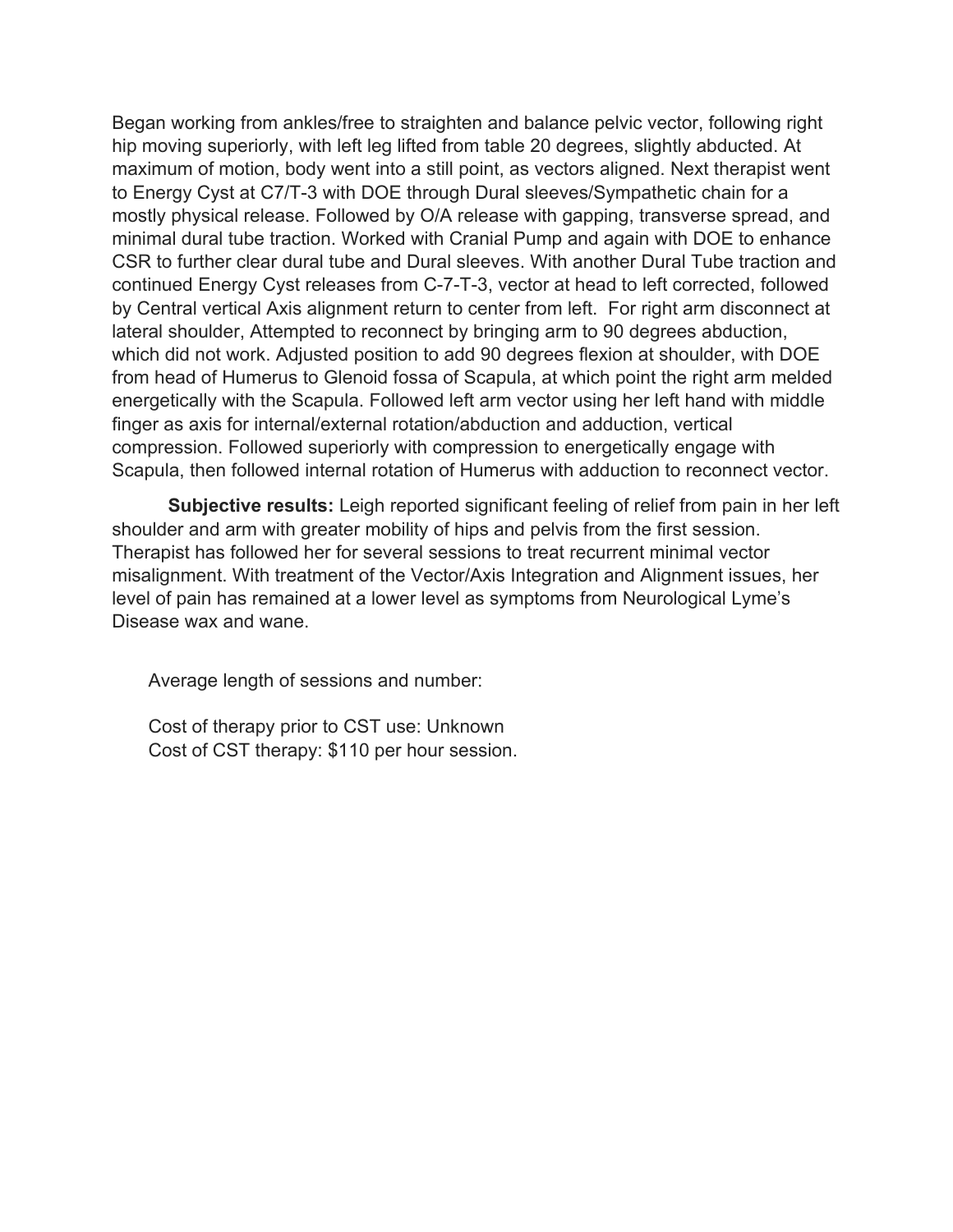Began working from ankles/free to straighten and balance pelvic vector, following right hip moving superiorly, with left leg lifted from table 20 degrees, slightly abducted. At maximum of motion, body went into a still point, as vectors aligned. Next therapist went to Energy Cyst at C7/T-3 with DOE through Dural sleeves/Sympathetic chain for a mostly physical release. Followed by O/A release with gapping, transverse spread, and minimal dural tube traction. Worked with Cranial Pump and again with DOE to enhance CSR to further clear dural tube and Dural sleeves. With another Dural Tube traction and continued Energy Cyst releases from C-7-T-3, vector at head to left corrected, followed by Central vertical Axis alignment return to center from left. For right arm disconnect at lateral shoulder, Attempted to reconnect by bringing arm to 90 degrees abduction, which did not work. Adjusted position to add 90 degrees flexion at shoulder, with DOE from head of Humerus to Glenoid fossa of Scapula, at which point the right arm melded energetically with the Scapula. Followed left arm vector using her left hand with middle finger as axis for internal/external rotation/abduction and adduction, vertical compression. Followed superiorly with compression to energetically engage with Scapula, then followed internal rotation of Humerus with adduction to reconnect vector.

**Subjective results:** Leigh reported significant feeling of relief from pain in her left shoulder and arm with greater mobility of hips and pelvis from the first session. Therapist has followed her for several sessions to treat recurrent minimal vector misalignment. With treatment of the Vector/Axis Integration and Alignment issues, her level of pain has remained at a lower level as symptoms from Neurological Lyme's Disease wax and wane.

Average length of sessions and number:

Cost of therapy prior to CST use: Unknown
Cost of CST therapy: $110 per hour session.